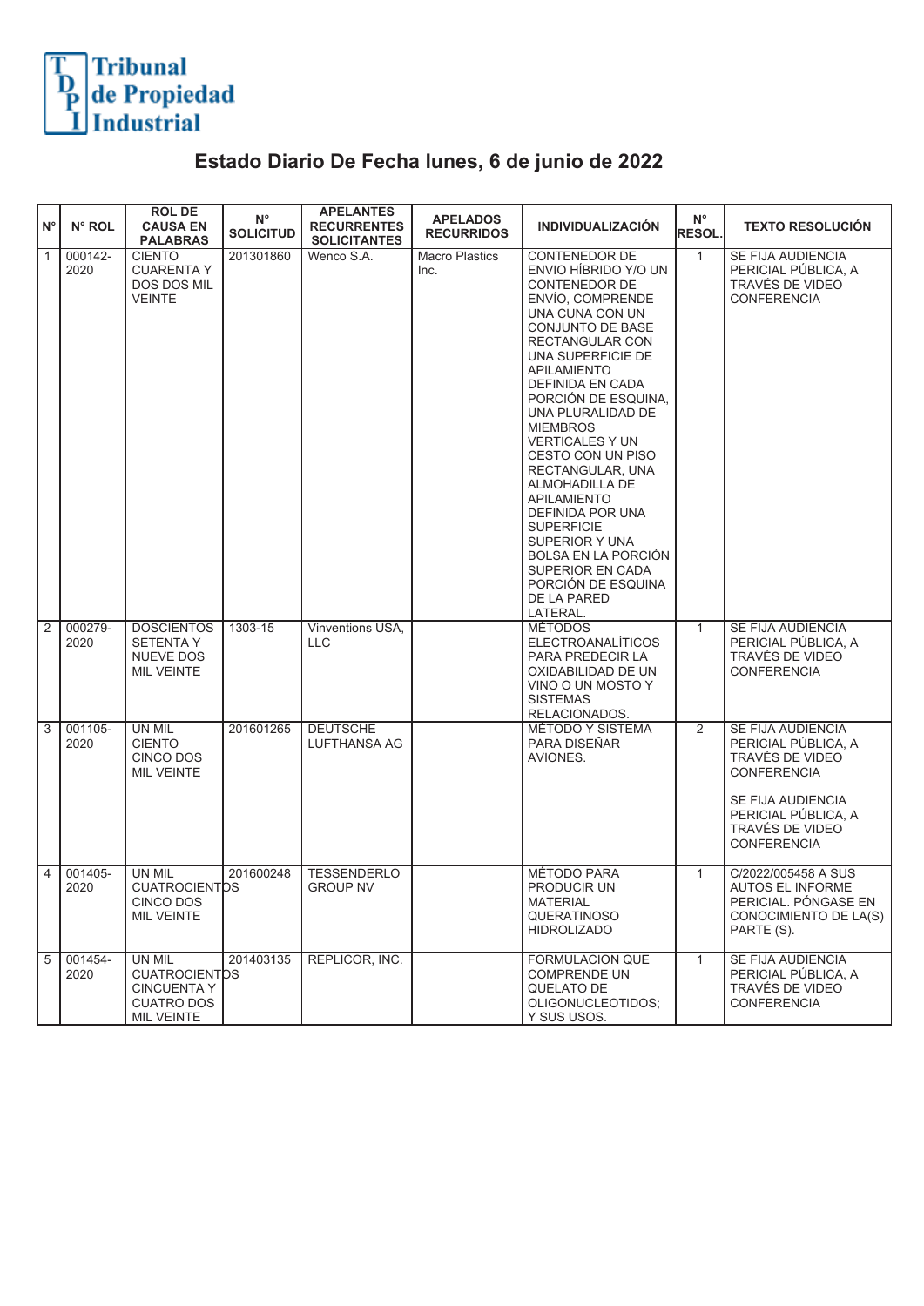Tribunal de Propiedad Industrial

# Estado Diario De Fecha lunes, 6 de junio de 2022

| N° | N° ROL | ROL DE CAUSA EN PALABRAS | N° SOLICITUD | APELANTES RECURRENTES SOLICITANTES | APELADOS RECURRIDOS | INDIVIDUALIZACIÓN | N° RESOL. | TEXTO RESOLUCIÓN |
|---|---|---|---|---|---|---|---|---|
| 1 | 000142-2020 | CIENTO CUARENTA Y DOS DOS MIL VEINTE | 201301860 | Wenco S.A. | Macro Plastics Inc. | CONTENEDOR DE ENVIO HÍBRIDO Y/O UN CONTENEDOR DE ENVÍO, COMPRENDE UNA CUNA CON UN CONJUNTO DE BASE RECTANGULAR CON UNA SUPERFICIE DE APILAMIENTO DEFINIDA EN CADA PORCIÓN DE ESQUINA, UNA PLURALIDAD DE MIEMBROS VERTICALES Y UN CESTO CON UN PISO RECTANGULAR, UNA ALMOHADILLA DE APILAMIENTO DEFINIDA POR UNA SUPERFICIE SUPERIOR Y UNA BOLSA EN LA PORCIÓN SUPERIOR EN CADA PORCIÓN DE ESQUINA DE LA PARED LATERAL. | 1 | SE FIJA AUDIENCIA PERICIAL PÚBLICA, A TRAVÉS DE VIDEO CONFERENCIA |
| 2 | 000279-2020 | DOSCIENTOS SETENTA Y NUEVE DOS MIL VEINTE | 1303-15 | Vinventions USA, LLC | | MÉTODOS ELECTROANALÍTICOS PARA PREDECIR LA OXIDABILIDAD DE UN VINO O UN MOSTO Y SISTEMAS RELACIONADOS. | 1 | SE FIJA AUDIENCIA PERICIAL PÚBLICA, A TRAVÉS DE VIDEO CONFERENCIA |
| 3 | 001105-2020 | UN MIL CIENTO CINCO DOS MIL VEINTE | 201601265 | DEUTSCHE LUFTHANSA AG | | MÉTODO Y SISTEMA PARA DISEÑAR AVIONES. | 2 | SE FIJA AUDIENCIA PERICIAL PÚBLICA, A TRAVÉS DE VIDEO CONFERENCIA<br><br>SE FIJA AUDIENCIA PERICIAL PÚBLICA, A TRAVÉS DE VIDEO CONFERENCIA |
| 4 | 001405-2020 | UN MIL CUATROCIENTOS CINCO DOS MIL VEINTE | 201600248 | TESSENDERLO GROUP NV | | MÉTODO PARA PRODUCIR UN MATERIAL QUERATINOSO HIDROLIZADO | 1 | C/2022/005458 A SUS AUTOS EL INFORME PERICIAL. PÓNGASE EN CONOCIMIENTO DE LA(S) PARTE (S). |
| 5 | 001454-2020 | UN MIL CUATROCIENTOS CINCUENTA Y CUATRO DOS MIL VEINTE | 201403135 | REPLICOR, INC. | | FORMULACION QUE COMPRENDE UN QUELATO DE OLIGONUCLEOTIDOS; Y SUS USOS. | 1 | SE FIJA AUDIENCIA PERICIAL PÚBLICA, A TRAVÉS DE VIDEO CONFERENCIA |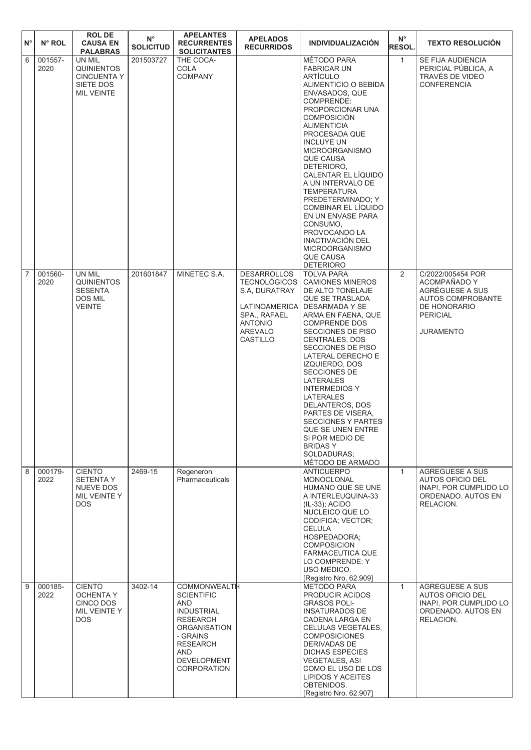| N° | N° ROL | ROL DE CAUSA EN PALABRAS | N° SOLICITUD | APELANTES RECURRENTES SOLICITANTES | APELADOS RECURRIDOS | INDIVIDUALIZACIÓN | N° RESOL. | TEXTO RESOLUCIÓN |
|---|---|---|---|---|---|---|---|---|
| 6 | 001557-2020 | UN MIL QUINIENTOS CINCUENTA Y SIETE DOS MIL VEINTE | 201503727 | THE COCA-COLA COMPANY | | MÉTODO PARA FABRICAR UN ARTÍCULO ALIMENTICIO O BEBIDA ENVASADOS, QUE COMPRENDE: PROPORCIONAR UNA COMPOSICIÓN ALIMENTICIA PROCESADA QUE INCLUYE UN MICROORGANISMO QUE CAUSA DETERIORO, CALENTAR EL LÍQUIDO A UN INTERVALO DE TEMPERATURA PREDETERMINADO; Y COMBINAR EL LÍQUIDO EN UN ENVASE PARA CONSUMO, PROVOCANDO LA INACTIVACIÓN DEL MICROORGANISMO QUE CAUSA DETERIORO | 1 | SE FIJA AUDIENCIA PERICIAL PÚBLICA, A TRAVÉS DE VIDEO CONFERENCIA |
| 7 | 001560-2020 | UN MIL QUINIENTOS SESENTA DOS MIL VEINTE | 201601847 | MINETEC S.A. | DESARROLLOS TECNOLÓGICOS S.A, DURATRAY LATINOAMERICA SPA., RAFAEL ANTONIO AREVALO CASTILLO | TOLVA PARA CAMIONES MINEROS DE ALTO TONELAJE QUE SE TRASLADA DESARMADA Y SE ARMA EN FAENA, QUE COMPRENDE DOS SECCIONES DE PISO CENTRALES, DOS SECCIONES DE PISO LATERAL DERECHO E IZQUIERDO, DOS SECCIONES DE LATERALES INTERMEDIOS Y LATERALES DELANTEROS, DOS PARTES DE VISERA, SECCIONES Y PARTES QUE SE UNEN ENTRE SI POR MEDIO DE BRIDAS Y SOLDADURAS; MÉTODO DE ARMADO | 2 | C/2022/005454 POR ACOMPAÑADO Y AGRÉGUESE A SUS AUTOS COMPROBANTE DE HONORARIO PERICIAL<br><br>JURAMENTO |
| 8 | 000179-2022 | CIENTO SETENTA Y NUEVE DOS MIL VEINTE Y DOS | 2469-15 | Regeneron Pharmaceuticals | | ANTICUERPO MONOCLONAL HUMANO QUE SE UNE A INTERLEUQUINA-33 (IL-33); ACIDO NUCLEICO QUE LO CODIFICA; VECTOR; CELULA HOSPEDADORA; COMPOSICION FARMACEUTICA QUE LO COMPRENDE; Y USO MEDICO. [Registro Nro. 62.909] | 1 | AGREGUESE A SUS AUTOS OFICIO DEL INAPI, POR CUMPLIDO LO ORDENADO. AUTOS EN RELACION. |
| 9 | 000185-2022 | CIENTO OCHENTA Y CINCO DOS MIL VEINTE Y DOS | 3402-14 | COMMONWEALTH SCIENTIFIC AND INDUSTRIAL RESEARCH ORGANISATION - GRAINS RESEARCH AND DEVELOPMENT CORPORATION | | METODO PARA PRODUCIR ACIDOS GRASOS POLI-INSATURADOS DE CADENA LARGA EN CELULAS VEGETALES, COMPOSICIONES DERIVADAS DE DICHAS ESPECIES VEGETALES, ASI COMO EL USO DE LOS LIPIDOS Y ACEITES OBTENIDOS. [Registro Nro. 62.907] | 1 | AGREGUESE A SUS AUTOS OFICIO DEL INAPI, POR CUMPLIDO LO ORDENADO. AUTOS EN RELACION. |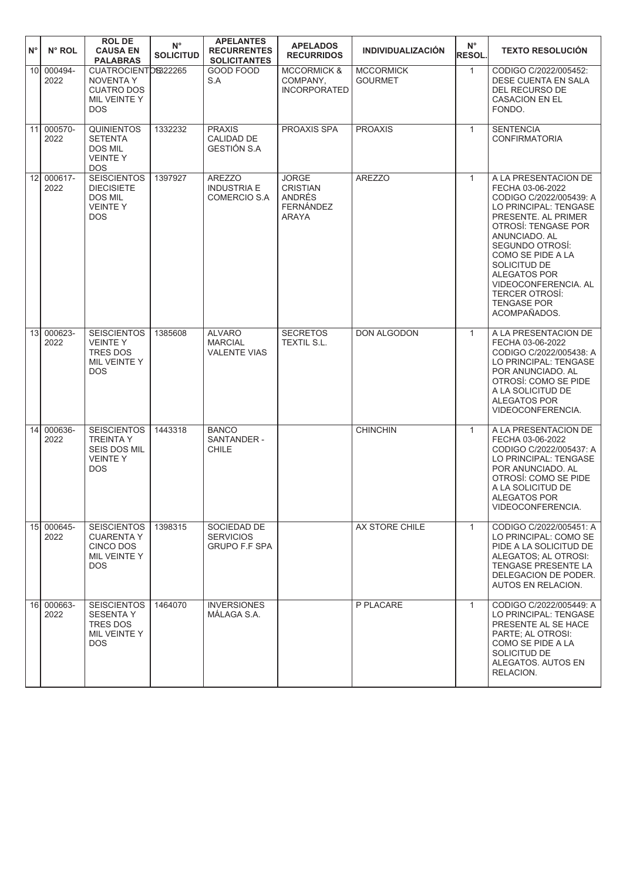| N° | N° ROL | ROL DE CAUSA EN PALABRAS | N° SOLICITUD | APELANTES RECURRENTES SOLICITANTES | APELADOS RECURRIDOS | INDIVIDUALIZACIÓN | N° RESOL. | TEXTO RESOLUCIÓN |
|---|---|---|---|---|---|---|---|---|
| 10 | 000494-2022 | CUATROCIENTOS NOVENTA Y CUATRO DOS MIL VEINTE Y DOS | 1322265 | GOOD FOOD S.A | MCCORMICK & COMPANY, INCORPORATED | MCCORMICK GOURMET | 1 | CODIGO C/2022/005452: DESE CUENTA EN SALA DEL RECURSO DE CASACION EN EL FONDO. |
| 11 | 000570-2022 | QUINIENTOS SETENTA DOS MIL VEINTE Y DOS | 1332232 | PRAXIS CALIDAD DE GESTIÓN S.A | PROAXIS SPA | PROAXIS | 1 | SENTENCIA CONFIRMATORIA |
| 12 | 000617-2022 | SEISCIENTOS DIECISIETE DOS MIL VEINTE Y DOS | 1397927 | AREZZO INDUSTRIA E COMERCIO S.A | JORGE CRISTIAN ANDRÉS FERNÁNDEZ ARAYA | AREZZO | 1 | A LA PRESENTACION DE FECHA 03-06-2022 CODIGO C/2022/005439: A LO PRINCIPAL: TENGASE PRESENTE. AL PRIMER OTROSÍ: TENGASE POR ANUNCIADO. AL SEGUNDO OTROSÍ: COMO SE PIDE A LA SOLICITUD DE ALEGATOS POR VIDEOCONFERENCIA. AL TERCER OTROSÍ: TENGASE POR ACOMPAÑADOS. |
| 13 | 000623-2022 | SEISCIENTOS VEINTE Y TRES DOS MIL VEINTE Y DOS | 1385608 | ALVARO MARCIAL VALENTE VIAS | SECRETOS TEXTIL S.L. | DON ALGODON | 1 | A LA PRESENTACION DE FECHA 03-06-2022 CODIGO C/2022/005438: A LO PRINCIPAL: TENGASE POR ANUNCIADO. AL OTROSÍ: COMO SE PIDE A LA SOLICITUD DE ALEGATOS POR VIDEOCONFERENCIA. |
| 14 | 000636-2022 | SEISCIENTOS TREINTA Y SEIS DOS MIL VEINTE Y DOS | 1443318 | BANCO SANTANDER - CHILE | | CHINCHIN | 1 | A LA PRESENTACION DE FECHA 03-06-2022 CODIGO C/2022/005437: A LO PRINCIPAL: TENGASE POR ANUNCIADO. AL OTROSÍ: COMO SE PIDE A LA SOLICITUD DE ALEGATOS POR VIDEOCONFERENCIA. |
| 15 | 000645-2022 | SEISCIENTOS CUARENTA Y CINCO DOS MIL VEINTE Y DOS | 1398315 | SOCIEDAD DE SERVICIOS GRUPO F.F SPA | | AX STORE CHILE | 1 | CODIGO C/2022/005451: A LO PRINCIPAL: COMO SE PIDE A LA SOLICITUD DE ALEGATOS; AL OTROSI: TENGASE PRESENTE LA DELEGACION DE PODER. AUTOS EN RELACION. |
| 16 | 000663-2022 | SEISCIENTOS SESENTA Y TRES DOS MIL VEINTE Y DOS | 1464070 | INVERSIONES MÁLAGA S.A. | | P PLACARE | 1 | CODIGO C/2022/005449: A LO PRINCIPAL: TENGASE PRESENTE AL SE HACE PARTE; AL OTROSI: COMO SE PIDE A LA SOLICITUD DE ALEGATOS. AUTOS EN RELACION. |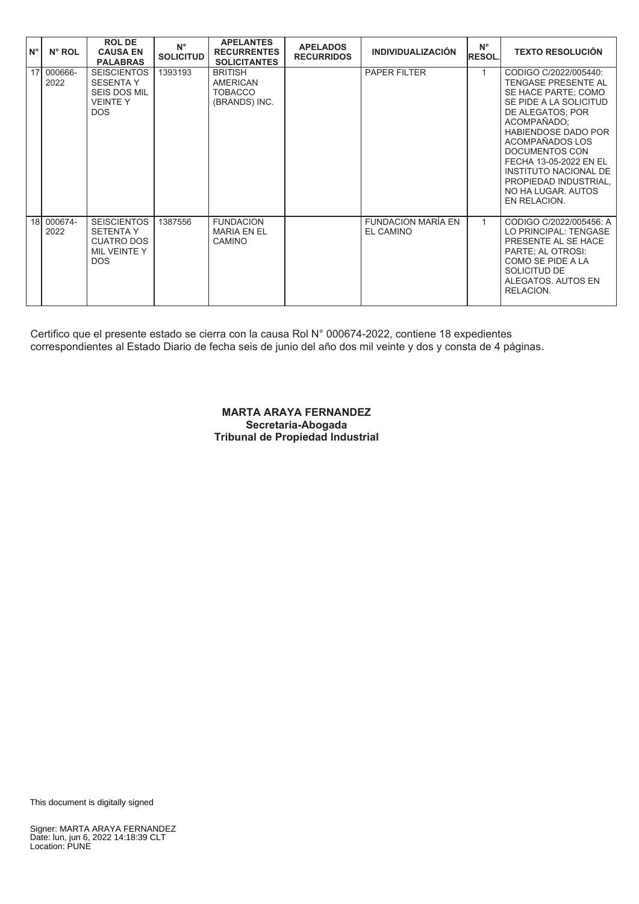| N° | N° ROL | ROL DE CAUSA EN PALABRAS | N° SOLICITUD | APELANTES RECURRENTES SOLICITANTES | APELADOS RECURRIDOS | INDIVIDUALIZACIÓN | N° RESOL. | TEXTO RESOLUCIÓN |
|---|---|---|---|---|---|---|---|---|
| 17 | 000666-2022 | SEISCIENTOS SESENTA Y SEIS DOS MIL VEINTE Y DOS | 1393193 | BRITISH AMERICAN TOBACCO (BRANDS) INC. | | PAPER FILTER | 1 | CODIGO C/2022/005440: TENGASE PRESENTE AL SE HACE PARTE; COMO SE PIDE A LA SOLICITUD DE ALEGATOS; POR ACOMPAÑADO; HABIENDOSE DADO POR ACOMPAÑADOS LOS DOCUMENTOS CON FECHA 13-05-2022 EN EL INSTITUTO NACIONAL DE PROPIEDAD INDUSTRIAL, NO HA LUGAR. AUTOS EN RELACION. |
| 18 | 000674-2022 | SEISCIENTOS SETENTA Y CUATRO DOS MIL VEINTE Y DOS | 1387556 | FUNDACION MARIA EN EL CAMINO | | FUNDACION MARÍA EN EL CAMINO | 1 | CODIGO C/2022/005456: A LO PRINCIPAL: TENGASE PRESENTE AL SE HACE PARTE; AL OTROSI: COMO SE PIDE A LA SOLICITUD DE ALEGATOS. AUTOS EN RELACION. |

Certifico que el presente estado se cierra con la causa Rol N° 000674-2022, contiene 18 expedientes correspondientes al Estado Diario de fecha seis de junio del año dos mil veinte y dos y consta de 4 páginas.

**MARTA ARAYA FERNANDEZ**
**Secretaria-Abogada**
**Tribunal de Propiedad Industrial**

This document is digitally signed

Signer: MARTA ARAYA FERNANDEZ
Date: lun, jun 6, 2022 14:18:39 CLT
Location: PUNE